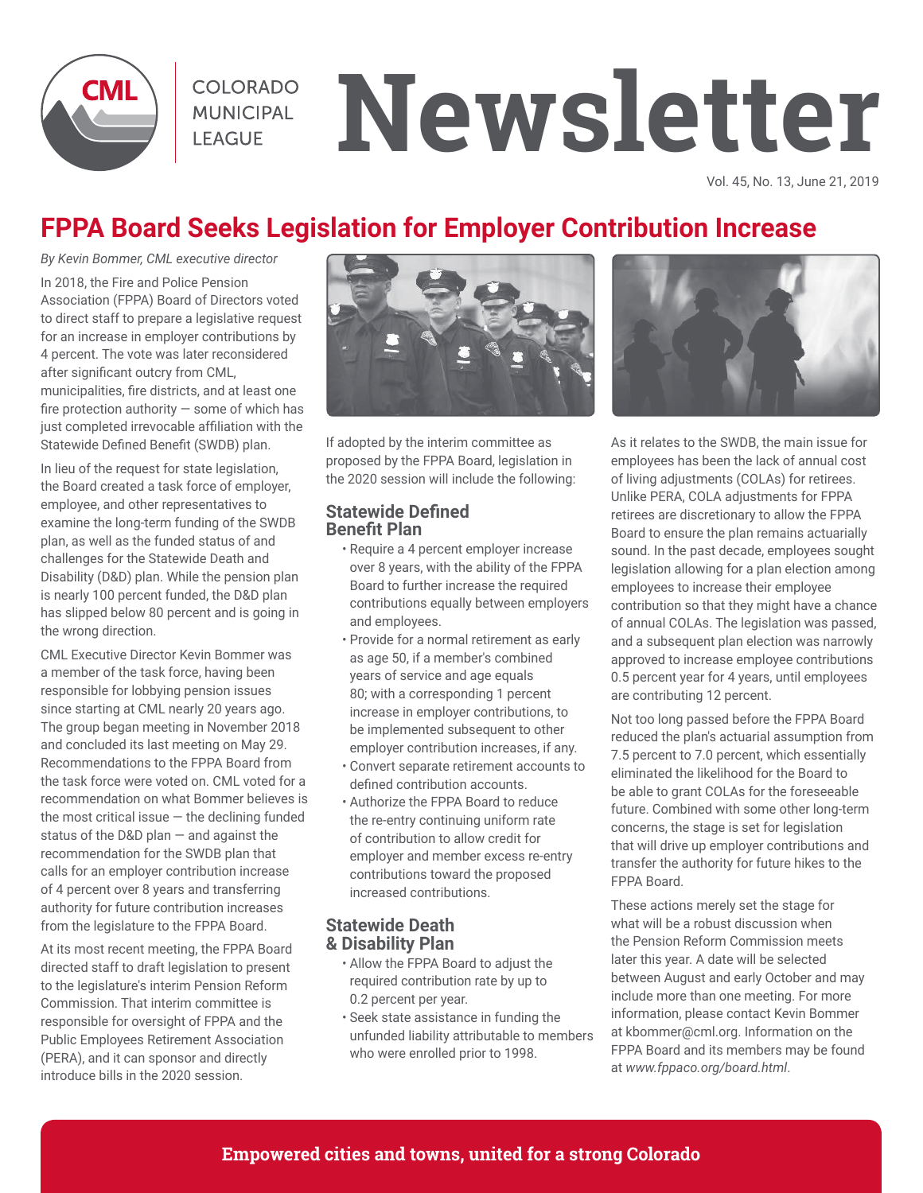# FPPA Board Seeks Legislation for Employer Contribution Increase

*By Kevin Bommer, CML executive director*

In 2018, the Fire and Police Pension Association (FPPA) Board of Directors voted to direct staff to prepare a legislative request for an increase in employer contributions by 4 percent. The vote was later reconsidered after significant outcry from CML, municipalities, fire districts, and at least one fire protection authority — some of which has just completed irrevocable affiliation with the Statewide Defined Benefit (SWDB) plan.

In lieu of the request for state legislation, the Board created a task force of employer, employee, and other representatives to examine the long-term funding of the SWDB plan, as well as the funded status of and challenges for the Statewide Death and Disability (D&D) plan. While the pension plan is nearly 100 percent funded, the D&D plan has slipped below 80 percent and is going in the wrong direction.

CML Executive Director Kevin Bommer was a member of the task force, having been responsible for lobbying pension issues since starting at CML nearly 20 years ago. The group began meeting in November 2018 and concluded its last meeting on May 29. Recommendations to the FPPA Board from the task force were voted on. CML voted for a recommendation on what Bommer believes is the most critical issue — the declining funded status of the D&D plan — and against the recommendation for the SWDB plan that calls for an employer contribution increase of 4 percent over 8 years and transferring authority for future contribution increases from the legislature to the FPPA Board.

At its most recent meeting, the FPPA Board directed staff to draft legislation to present to the legislature's interim Pension Reform Commission. That interim committee is responsible for oversight of FPPA and the Public Employees Retirement Association (PERA), and it can sponsor and directly introduce bills in the 2020 session.

If adopted by the interim committee as proposed by the FPPA Board, legislation in the 2020 session will include the following:

### Statewide Defined Benefit Plan

- Require a 4 percent employer increase over 8 years, with the ability of the FPPA Board to further increase the required contributions equally between employers and employees.
- Provide for a normal retirement as early as age 50, if a member's combined years of service and age equals 80; with a corresponding 1 percent increase in employer contributions, to be implemented subsequent to other employer contribution increases, if any.
- Convert separate retirement accounts to defined contribution accounts.
- Authorize the FPPA Board to reduce the re-entry continuing uniform rate of contribution to allow credit for employer and member excess re-entry contributions toward the proposed increased contributions.

### Statewide Death & Disability Plan

- Allow the FPPA Board to adjust the required contribution rate by up to 0.2 percent per year.
- Seek state assistance in funding the unfunded liability attributable to members who were enrolled prior to 1998.

As it relates to the SWDB, the main issue for employees has been the lack of annual cost of living adjustments (COLAs) for retirees. Unlike PERA, COLA adjustments for FPPA retirees are discretionary to allow the FPPA Board to ensure the plan remains actuarially sound. In the past decade, employees sought legislation allowing for a plan election among employees to increase their employee contribution so that they might have a chance of annual COLAs. The legislation was passed, and a subsequent plan election was narrowly approved to increase employee contributions 0.5 percent year for 4 years, until employees are contributing 12 percent.

Not too long passed before the FPPA Board reduced the plan's actuarial assumption from 7.5 percent to 7.0 percent, which essentially eliminated the likelihood for the Board to be able to grant COLAs for the foreseeable future. Combined with some other long-term concerns, the stage is set for legislation that will drive up employer contributions and transfer the authority for future hikes to the FPPA Board.

These actions merely set the stage for what will be a robust discussion when the Pension Reform Commission meets later this year. A date will be selected between August and early October and may include more than one meeting. For more information, please contact Kevin Bommer at kbommer@cml.org. Information on the FPPA Board and its members may be found at *www.fppaco.org/board.html*.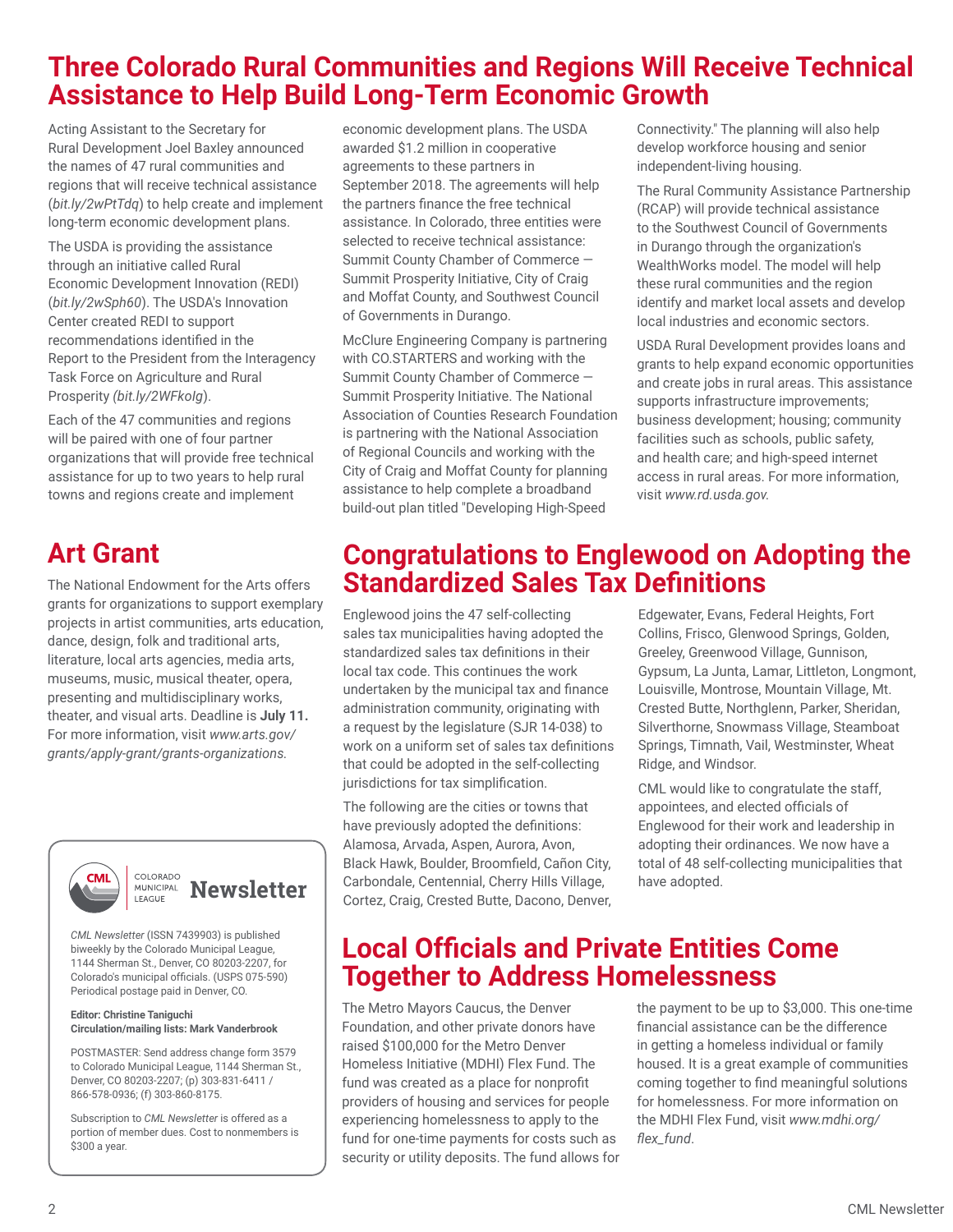# Three Colorado Rural Communities and Regions Will Receive Technical Assistance to Help Build Long-Term Economic Growth

Acting Assistant to the Secretary for Rural Development Joel Baxley announced the names of 47 rural communities and regions that will receive technical assistance (*bit.ly/2wPtTdq*) to help create and implement long-term economic development plans.

The USDA is providing the assistance through an initiative called Rural Economic Development Innovation (REDI) (*bit.ly/2wSph60*). The USDA's Innovation Center created REDI to support recommendations identified in the Report to the President from the Interagency Task Force on Agriculture and Rural Prosperity *(bit.ly/2WFkolg)*.

Each of the 47 communities and regions will be paired with one of four partner organizations that will provide free technical assistance for up to two years to help rural towns and regions create and implement economic development plans. The USDA awarded $1.2 million in cooperative agreements to these partners in September 2018. The agreements will help the partners finance the free technical assistance. In Colorado, three entities were selected to receive technical assistance: Summit County Chamber of Commerce — Summit Prosperity Initiative, City of Craig and Moffat County, and Southwest Council of Governments in Durango.

McClure Engineering Company is partnering with CO.STARTERS and working with the Summit County Chamber of Commerce — Summit Prosperity Initiative. The National Association of Counties Research Foundation is partnering with the National Association of Regional Councils and working with the City of Craig and Moffat County for planning assistance to help complete a broadband build-out plan titled "Developing High-Speed Connectivity." The planning will also help develop workforce housing and senior independent-living housing.

The Rural Community Assistance Partnership (RCAP) will provide technical assistance to the Southwest Council of Governments in Durango through the organization's WealthWorks model. The model will help these rural communities and the region identify and market local assets and develop local industries and economic sectors.

USDA Rural Development provides loans and grants to help expand economic opportunities and create jobs in rural areas. This assistance supports infrastructure improvements; business development; housing; community facilities such as schools, public safety, and health care; and high-speed internet access in rural areas. For more information, visit *www.rd.usda.gov.*

# Art Grant

The National Endowment for the Arts offers grants for organizations to support exemplary projects in artist communities, arts education, dance, design, folk and traditional arts, literature, local arts agencies, media arts, museums, music, musical theater, opera, presenting and multidisciplinary works, theater, and visual arts. Deadline is **July 11.** For more information, visit *www.arts.gov/grants/apply-grant/grants-organizations.*

# Congratulations to Englewood on Adopting the Standardized Sales Tax Definitions

Englewood joins the 47 self-collecting sales tax municipalities having adopted the standardized sales tax definitions in their local tax code. This continues the work undertaken by the municipal tax and finance administration community, originating with a request by the legislature (SJR 14-038) to work on a uniform set of sales tax definitions that could be adopted in the self-collecting jurisdictions for tax simplification.

The following are the cities or towns that have previously adopted the definitions: Alamosa, Arvada, Aspen, Aurora, Avon, Black Hawk, Boulder, Broomfield, Cañon City, Carbondale, Centennial, Cherry Hills Village, Cortez, Craig, Crested Butte, Dacono, Denver, Edgewater, Evans, Federal Heights, Fort Collins, Frisco, Glenwood Springs, Golden, Greeley, Greenwood Village, Gunnison, Gypsum, La Junta, Lamar, Littleton, Longmont, Louisville, Montrose, Mountain Village, Mt. Crested Butte, Northglenn, Parker, Sheridan, Silverthorne, Snowmass Village, Steamboat Springs, Timnath, Vail, Westminster, Wheat Ridge, and Windsor.

CML would like to congratulate the staff, appointees, and elected officials of Englewood for their work and leadership in adopting their ordinances. We now have a total of 48 self-collecting municipalities that have adopted.

# Local Officials and Private Entities Come Together to Address Homelessness

The Metro Mayors Caucus, the Denver Foundation, and other private donors have raised $100,000 for the Metro Denver Homeless Initiative (MDHI) Flex Fund. The fund was created as a place for nonprofit providers of housing and services for people experiencing homelessness to apply to the fund for one-time payments for costs such as security or utility deposits. The fund allows for the payment to be up to $3,000. This one-time financial assistance can be the difference in getting a homeless individual or family housed. It is a great example of communities coming together to find meaningful solutions for homelessness. For more information on the MDHI Flex Fund, visit *www.mdhi.org/flex_fund*.

---

CML | COLORADO MUNICIPAL LEAGUE **Newsletter**

*CML Newsletter* (ISSN 7439903) is published biweekly by the Colorado Municipal League, 1144 Sherman St., Denver, CO 80203-2207, for Colorado's municipal officials. (USPS 075-590) Periodical postage paid in Denver, CO.

**Editor: Christine Taniguchi**
**Circulation/mailing lists: Mark Vanderbrook**

POSTMASTER: Send address change form 3579 to Colorado Municipal League, 1144 Sherman St., Denver, CO 80203-2207; (p) 303-831-6411 / 866-578-0936; (f) 303-860-8175.

Subscription to *CML Newsletter* is offered as a portion of member dues. Cost to nonmembers is $300 a year.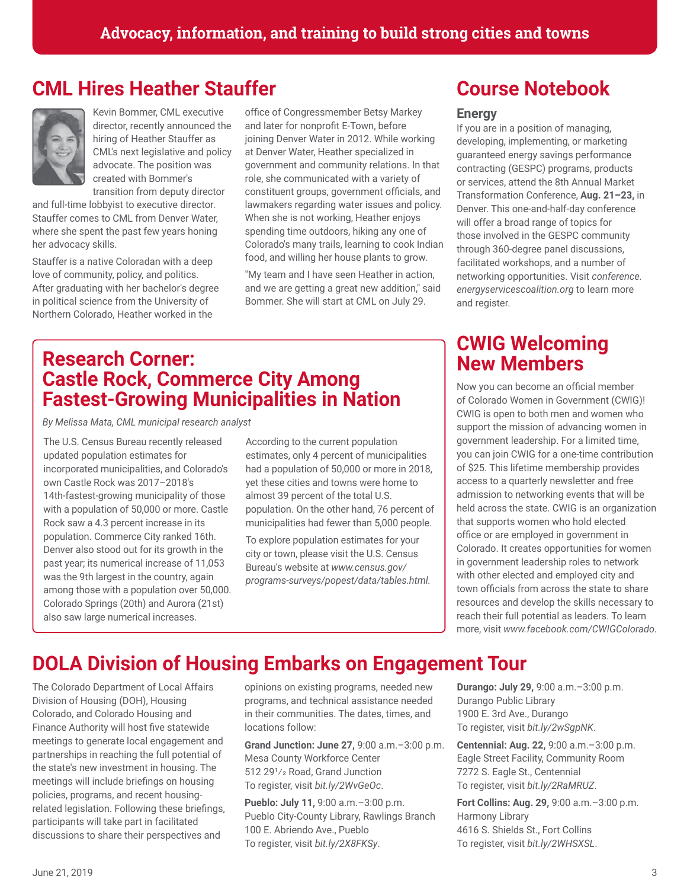Advocacy, information, and training to build strong cities and towns

## CML Hires Heather Stauffer

Kevin Bommer, CML executive director, recently announced the hiring of Heather Stauffer as CML's next legislative and policy advocate. The position was created with Bommer's transition from deputy director and full-time lobbyist to executive director. Stauffer comes to CML from Denver Water, where she spent the past few years honing her advocacy skills.

Stauffer is a native Coloradan with a deep love of community, policy, and politics. After graduating with her bachelor's degree in political science from the University of Northern Colorado, Heather worked in the office of Congressmember Betsy Markey and later for nonprofit E-Town, before joining Denver Water in 2012. While working at Denver Water, Heather specialized in government and community relations. In that role, she communicated with a variety of constituent groups, government officials, and lawmakers regarding water issues and policy. When she is not working, Heather enjoys spending time outdoors, hiking any one of Colorado's many trails, learning to cook Indian food, and willing her house plants to grow.

"My team and I have seen Heather in action, and we are getting a great new addition," said Bommer. She will start at CML on July 29.

## Course Notebook

### Energy

If you are in a position of managing, developing, implementing, or marketing guaranteed energy savings performance contracting (GESPC) programs, products or services, attend the 8th Annual Market Transformation Conference, **Aug. 21–23,** in Denver. This one-and-half-day conference will offer a broad range of topics for those involved in the GESPC community through 360-degree panel discussions, facilitated workshops, and a number of networking opportunities. Visit *conference.energyservicescoalition.org* to learn more and register.

## Research Corner: Castle Rock, Commerce City Among Fastest-Growing Municipalities in Nation

*By Melissa Mata, CML municipal research analyst*

The U.S. Census Bureau recently released updated population estimates for incorporated municipalities, and Colorado's own Castle Rock was 2017–2018's 14th-fastest-growing municipality of those with a population of 50,000 or more. Castle Rock saw a 4.3 percent increase in its population. Commerce City ranked 16th. Denver also stood out for its growth in the past year; its numerical increase of 11,053 was the 9th largest in the country, again among those with a population over 50,000. Colorado Springs (20th) and Aurora (21st) also saw large numerical increases.

According to the current population estimates, only 4 percent of municipalities had a population of 50,000 or more in 2018, yet these cities and towns were home to almost 39 percent of the total U.S. population. On the other hand, 76 percent of municipalities had fewer than 5,000 people.

To explore population estimates for your city or town, please visit the U.S. Census Bureau's website at *www.census.gov/programs-surveys/popest/data/tables.html.*

## CWIG Welcoming New Members

Now you can become an official member of Colorado Women in Government (CWIG)! CWIG is open to both men and women who support the mission of advancing women in government leadership. For a limited time, you can join CWIG for a one-time contribution of $25. This lifetime membership provides access to a quarterly newsletter and free admission to networking events that will be held across the state. CWIG is an organization that supports women who hold elected office or are employed in government in Colorado. It creates opportunities for women in government leadership roles to network with other elected and employed city and town officials from across the state to share resources and develop the skills necessary to reach their full potential as leaders. To learn more, visit *www.facebook.com/CWIGColorado.*

## DOLA Division of Housing Embarks on Engagement Tour

The Colorado Department of Local Affairs Division of Housing (DOH), Housing Colorado, and Colorado Housing and Finance Authority will host five statewide meetings to generate local engagement and partnerships in reaching the full potential of the state's new investment in housing. The meetings will include briefings on housing policies, programs, and recent housing-related legislation. Following these briefings, participants will take part in facilitated discussions to share their perspectives and opinions on existing programs, needed new programs, and technical assistance needed in their communities. The dates, times, and locations follow:

**Grand Junction: June 27,** 9:00 a.m.–3:00 p.m.
Mesa County Workforce Center
512 29½ Road, Grand Junction
To register, visit *bit.ly/2WvGeOc*.

**Pueblo: July 11,** 9:00 a.m.–3:00 p.m.
Pueblo City-County Library, Rawlings Branch
100 E. Abriendo Ave., Pueblo
To register, visit *bit.ly/2X8FKSy*.

**Durango: July 29,** 9:00 a.m.–3:00 p.m.
Durango Public Library
1900 E. 3rd Ave., Durango
To register, visit *bit.ly/2wSgpNK*.

**Centennial: Aug. 22,** 9:00 a.m.–3:00 p.m.
Eagle Street Facility, Community Room
7272 S. Eagle St., Centennial
To register, visit *bit.ly/2RaMRUZ*.

**Fort Collins: Aug. 29,** 9:00 a.m.–3:00 p.m.
Harmony Library
4616 S. Shields St., Fort Collins
To register, visit *bit.ly/2WHSXSL*.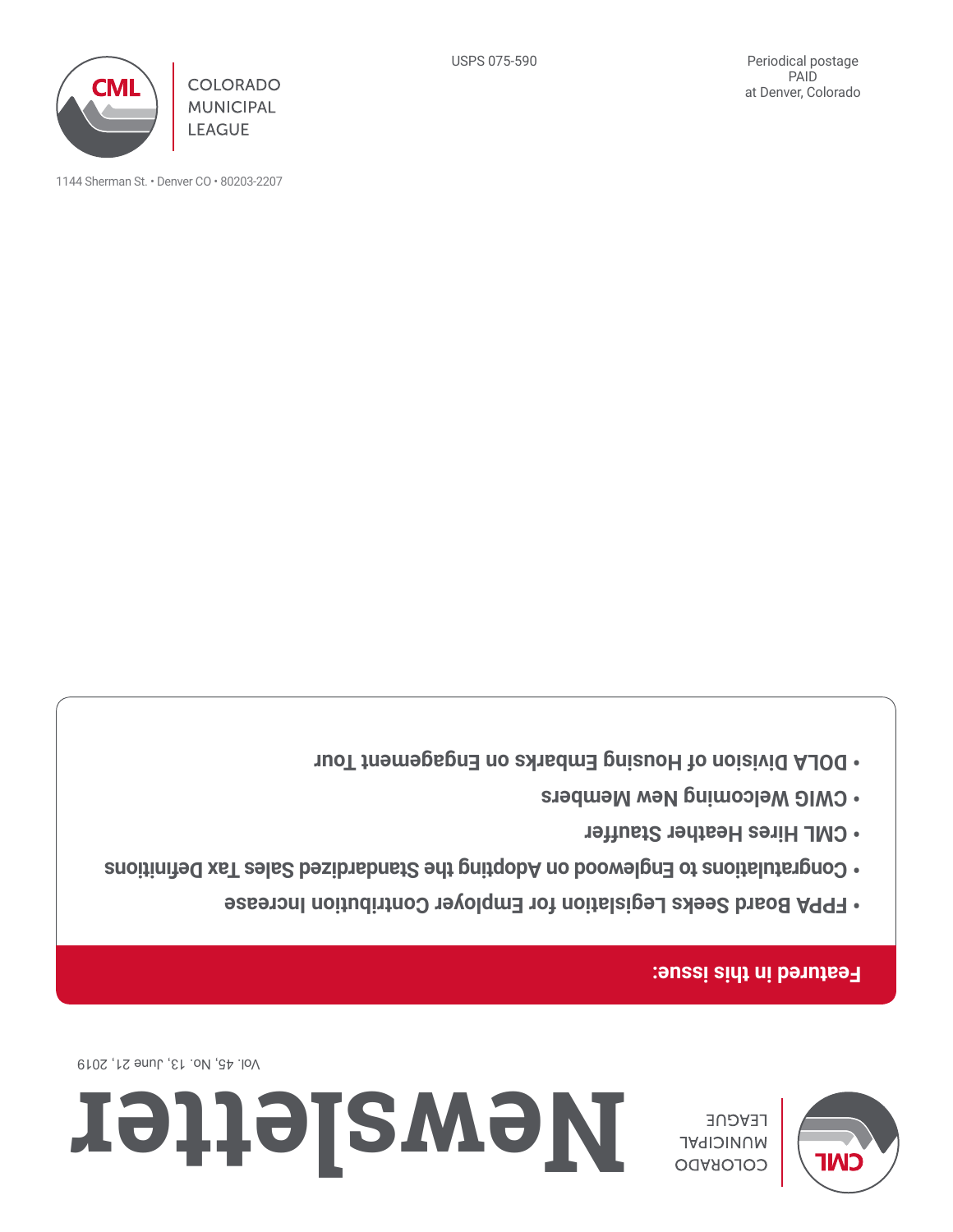COLORADO MUNICIPAL LEAGUE

1144 Sherman St. • Denver CO • 80203-2207

USPS 075-590

Periodical postage PAID at Denver, Colorado

# Newsletter

Vol. 45, No. 13, June 21, 2019

COLORADO MUNICIPAL LEAGUE

**Featured in this issue:**

- **FPPA Board Seeks Legislation for Employer Contribution Increase**
- **Congratulations to Englewood on Adopting the Standardized Sales Tax Definitions**
- **CML Hires Heather Stauffer**
- **CWIG Welcoming New Members**
- **DOLA Division of Housing Embarks on Engagement Tour**